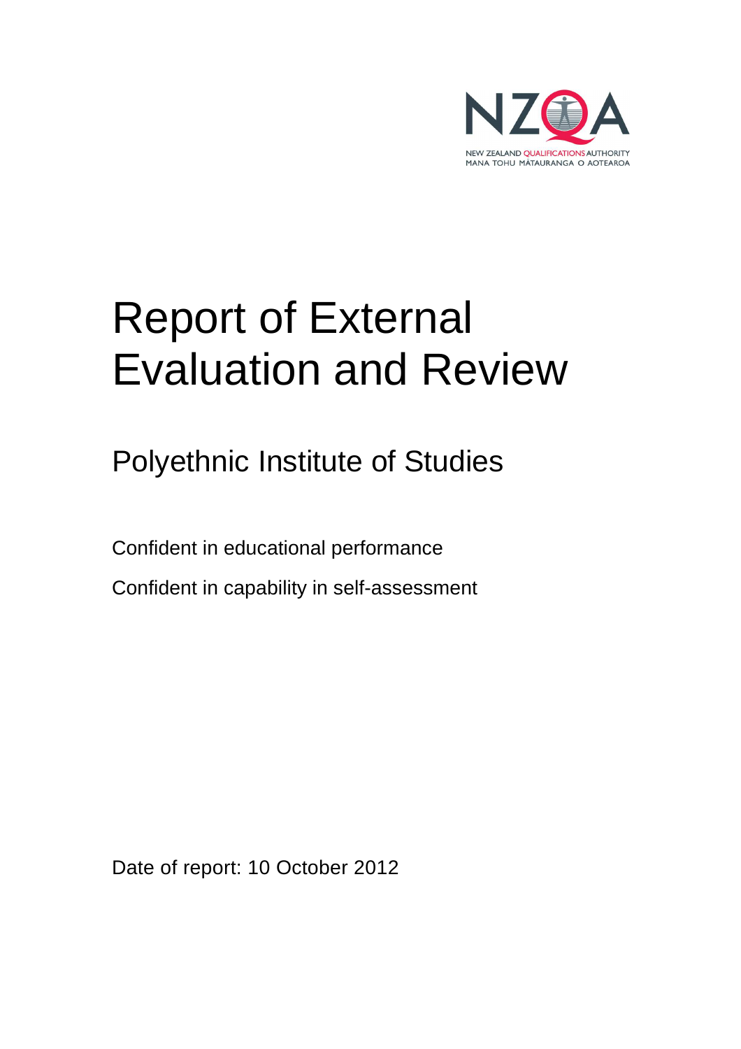NZQA

NEW ZEALAND QUALIFICATIONS AUTHORITY
MANA TOHU MĀTAURANGA O AOTEAROA

# Report of External Evaluation and Review

## Polyethnic Institute of Studies

Confident in educational performance

Confident in capability in self-assessment

Date of report: 10 October 2012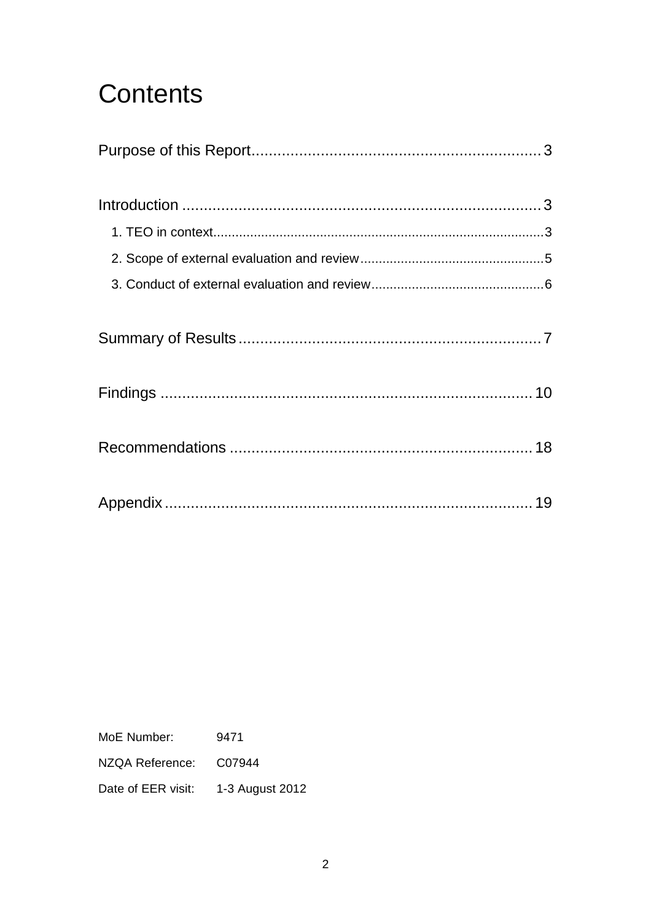# Contents

Purpose of this Report ........................................................ 3

Introduction ........................................................ 3

- 1. TEO in context ........................................................ 3
- 2. Scope of external evaluation and review ........................................................ 5
- 3. Conduct of external evaluation and review ........................................................ 6

Summary of Results ........................................................ 7

Findings ........................................................ 10

Recommendations ........................................................ 18

Appendix ........................................................ 19

MoE Number: 9471

NZQA Reference: C07944

Date of EER visit: 1-3 August 2012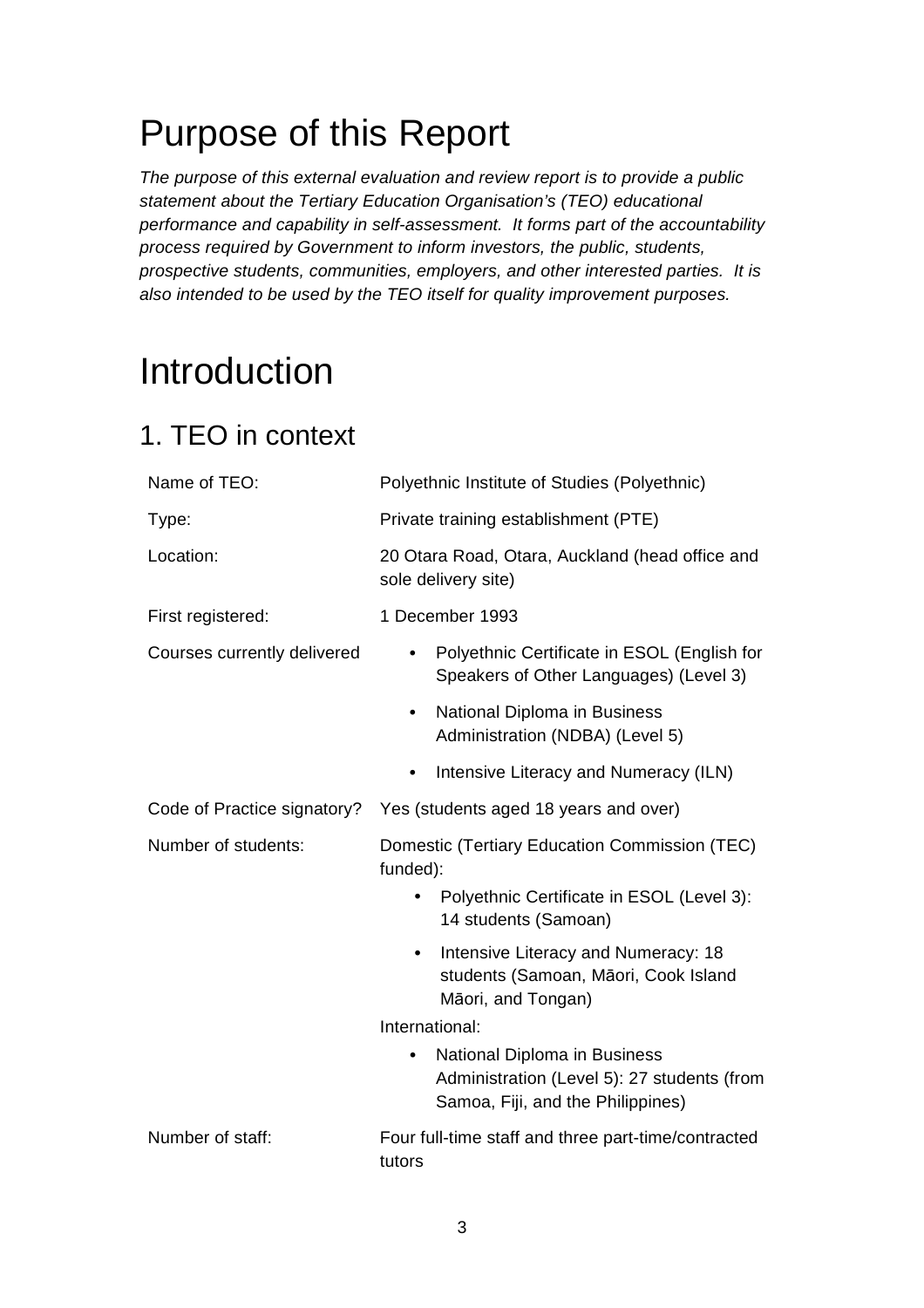# Purpose of this Report

*The purpose of this external evaluation and review report is to provide a public statement about the Tertiary Education Organisation's (TEO) educational performance and capability in self-assessment. It forms part of the accountability process required by Government to inform investors, the public, students, prospective students, communities, employers, and other interested parties. It is also intended to be used by the TEO itself for quality improvement purposes.*

# Introduction

## 1. TEO in context

| | |
|---|---|
| Name of TEO: | Polyethnic Institute of Studies (Polyethnic) |
| Type: | Private training establishment (PTE) |
| Location: | 20 Otara Road, Otara, Auckland (head office and sole delivery site) |
| First registered: | 1 December 1993 |
| Courses currently delivered | • Polyethnic Certificate in ESOL (English for Speakers of Other Languages) (Level 3)<br>• National Diploma in Business Administration (NDBA) (Level 5)<br>• Intensive Literacy and Numeracy (ILN) |
| Code of Practice signatory? | Yes (students aged 18 years and over) |
| Number of students: | Domestic (Tertiary Education Commission (TEC) funded):<br>• Polyethnic Certificate in ESOL (Level 3): 14 students (Samoan)<br>• Intensive Literacy and Numeracy: 18 students (Samoan, Māori, Cook Island Māori, and Tongan)<br>International:<br>• National Diploma in Business Administration (Level 5): 27 students (from Samoa, Fiji, and the Philippines) |
| Number of staff: | Four full-time staff and three part-time/contracted tutors |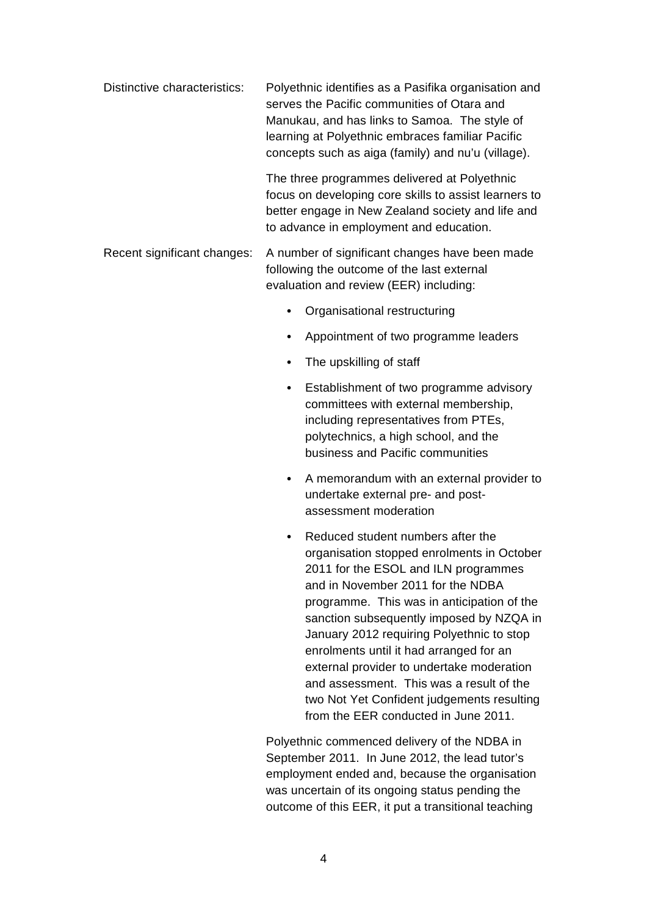| | |
|---|---|
| Distinctive characteristics: | Polyethnic identifies as a Pasifika organisation and serves the Pacific communities of Otara and Manukau, and has links to Samoa. The style of learning at Polyethnic embraces familiar Pacific concepts such as aiga (family) and nu'u (village).<br><br>The three programmes delivered at Polyethnic focus on developing core skills to assist learners to better engage in New Zealand society and life and to advance in employment and education. |
| Recent significant changes: | A number of significant changes have been made following the outcome of the last external evaluation and review (EER) including:<br><br>• Organisational restructuring<br>• Appointment of two programme leaders<br>• The upskilling of staff<br>• Establishment of two programme advisory committees with external membership, including representatives from PTEs, polytechnics, a high school, and the business and Pacific communities<br>• A memorandum with an external provider to undertake external pre- and post-assessment moderation<br>• Reduced student numbers after the organisation stopped enrolments in October 2011 for the ESOL and ILN programmes and in November 2011 for the NDBA programme. This was in anticipation of the sanction subsequently imposed by NZQA in January 2012 requiring Polyethnic to stop enrolments until it had arranged for an external provider to undertake moderation and assessment. This was a result of the two Not Yet Confident judgements resulting from the EER conducted in June 2011.<br><br>Polyethnic commenced delivery of the NDBA in September 2011. In June 2012, the lead tutor's employment ended and, because the organisation was uncertain of its ongoing status pending the outcome of this EER, it put a transitional teaching |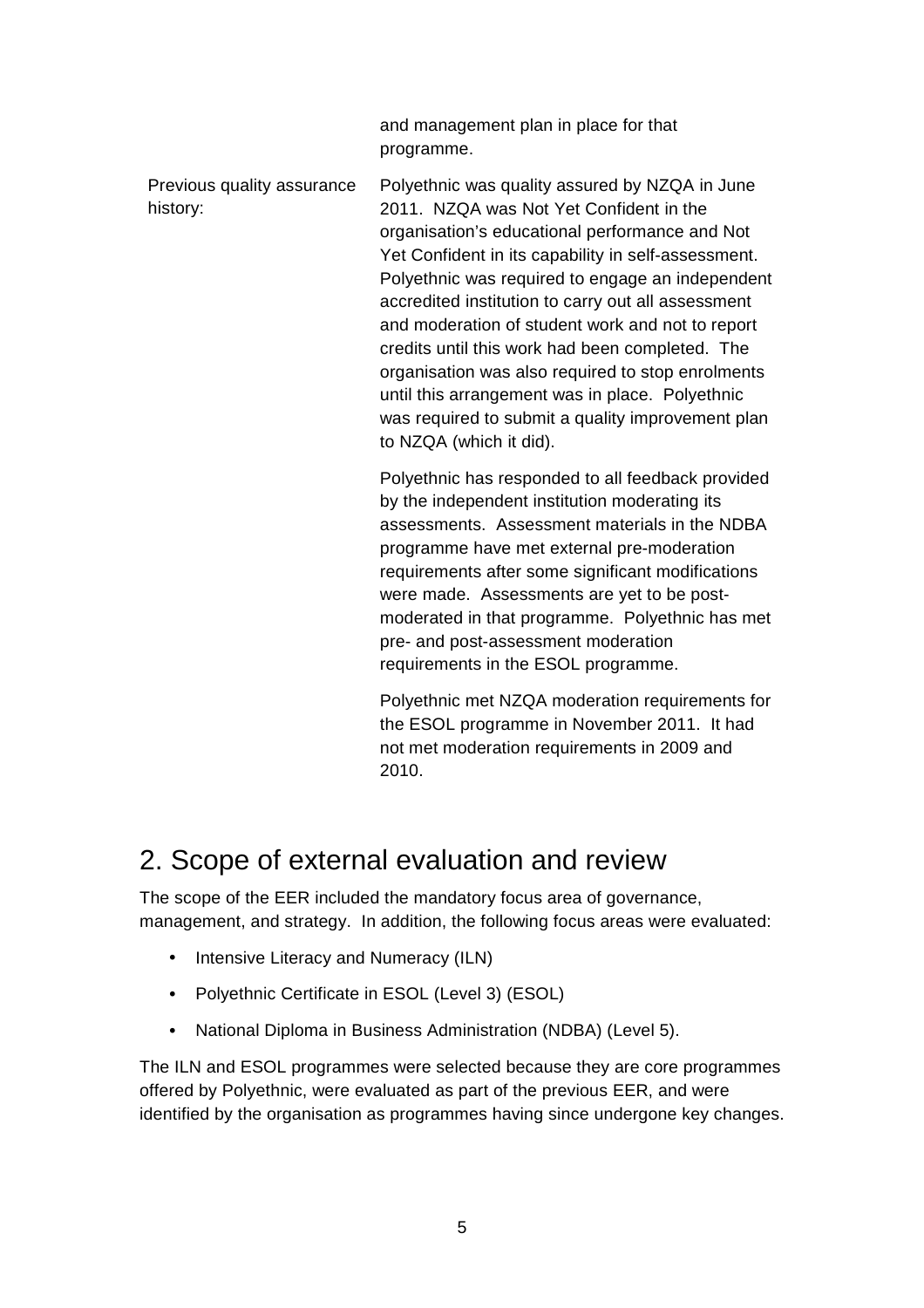| | |
|---|---|
| | and management plan in place for that programme. |
| Previous quality assurance history: | Polyethnic was quality assured by NZQA in June 2011. NZQA was Not Yet Confident in the organisation's educational performance and Not Yet Confident in its capability in self-assessment. Polyethnic was required to engage an independent accredited institution to carry out all assessment and moderation of student work and not to report credits until this work had been completed. The organisation was also required to stop enrolments until this arrangement was in place. Polyethnic was required to submit a quality improvement plan to NZQA (which it did).<br><br>Polyethnic has responded to all feedback provided by the independent institution moderating its assessments. Assessment materials in the NDBA programme have met external pre-moderation requirements after some significant modifications were made. Assessments are yet to be post-moderated in that programme. Polyethnic has met pre- and post-assessment moderation requirements in the ESOL programme.<br><br>Polyethnic met NZQA moderation requirements for the ESOL programme in November 2011. It had not met moderation requirements in 2009 and 2010. |

## 2. Scope of external evaluation and review

The scope of the EER included the mandatory focus area of governance, management, and strategy. In addition, the following focus areas were evaluated:

- Intensive Literacy and Numeracy (ILN)
- Polyethnic Certificate in ESOL (Level 3) (ESOL)
- National Diploma in Business Administration (NDBA) (Level 5).

The ILN and ESOL programmes were selected because they are core programmes offered by Polyethnic, were evaluated as part of the previous EER, and were identified by the organisation as programmes having since undergone key changes.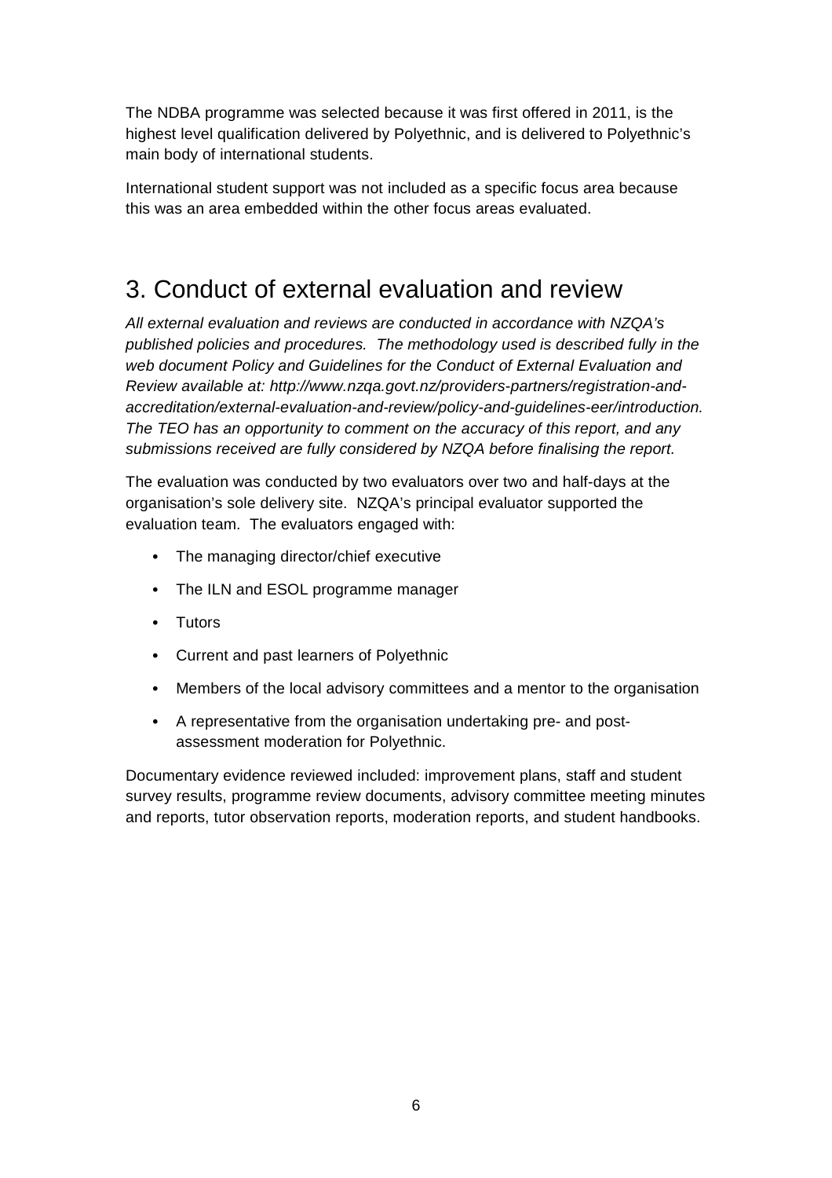The NDBA programme was selected because it was first offered in 2011, is the highest level qualification delivered by Polyethnic, and is delivered to Polyethnic's main body of international students.

International student support was not included as a specific focus area because this was an area embedded within the other focus areas evaluated.

# 3. Conduct of external evaluation and review

*All external evaluation and reviews are conducted in accordance with NZQA's published policies and procedures. The methodology used is described fully in the web document Policy and Guidelines for the Conduct of External Evaluation and Review available at: http://www.nzqa.govt.nz/providers-partners/registration-and-accreditation/external-evaluation-and-review/policy-and-guidelines-eer/introduction. The TEO has an opportunity to comment on the accuracy of this report, and any submissions received are fully considered by NZQA before finalising the report.*

The evaluation was conducted by two evaluators over two and half-days at the organisation's sole delivery site. NZQA's principal evaluator supported the evaluation team. The evaluators engaged with:

- The managing director/chief executive
- The ILN and ESOL programme manager
- Tutors
- Current and past learners of Polyethnic
- Members of the local advisory committees and a mentor to the organisation
- A representative from the organisation undertaking pre- and post-assessment moderation for Polyethnic.

Documentary evidence reviewed included: improvement plans, staff and student survey results, programme review documents, advisory committee meeting minutes and reports, tutor observation reports, moderation reports, and student handbooks.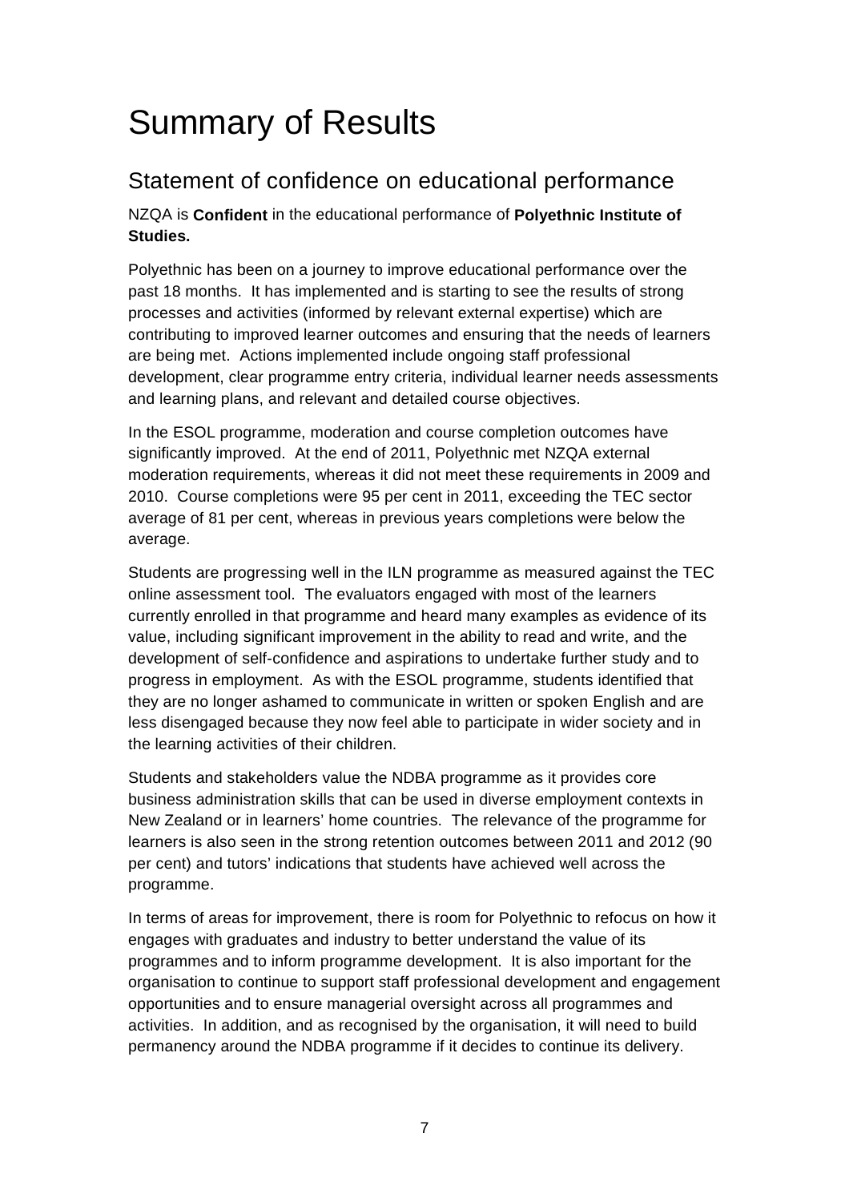# Summary of Results

## Statement of confidence on educational performance

NZQA is **Confident** in the educational performance of **Polyethnic Institute of Studies.**

Polyethnic has been on a journey to improve educational performance over the past 18 months. It has implemented and is starting to see the results of strong processes and activities (informed by relevant external expertise) which are contributing to improved learner outcomes and ensuring that the needs of learners are being met. Actions implemented include ongoing staff professional development, clear programme entry criteria, individual learner needs assessments and learning plans, and relevant and detailed course objectives.

In the ESOL programme, moderation and course completion outcomes have significantly improved. At the end of 2011, Polyethnic met NZQA external moderation requirements, whereas it did not meet these requirements in 2009 and 2010. Course completions were 95 per cent in 2011, exceeding the TEC sector average of 81 per cent, whereas in previous years completions were below the average.

Students are progressing well in the ILN programme as measured against the TEC online assessment tool. The evaluators engaged with most of the learners currently enrolled in that programme and heard many examples as evidence of its value, including significant improvement in the ability to read and write, and the development of self-confidence and aspirations to undertake further study and to progress in employment. As with the ESOL programme, students identified that they are no longer ashamed to communicate in written or spoken English and are less disengaged because they now feel able to participate in wider society and in the learning activities of their children.

Students and stakeholders value the NDBA programme as it provides core business administration skills that can be used in diverse employment contexts in New Zealand or in learners' home countries. The relevance of the programme for learners is also seen in the strong retention outcomes between 2011 and 2012 (90 per cent) and tutors' indications that students have achieved well across the programme.

In terms of areas for improvement, there is room for Polyethnic to refocus on how it engages with graduates and industry to better understand the value of its programmes and to inform programme development. It is also important for the organisation to continue to support staff professional development and engagement opportunities and to ensure managerial oversight across all programmes and activities. In addition, and as recognised by the organisation, it will need to build permanency around the NDBA programme if it decides to continue its delivery.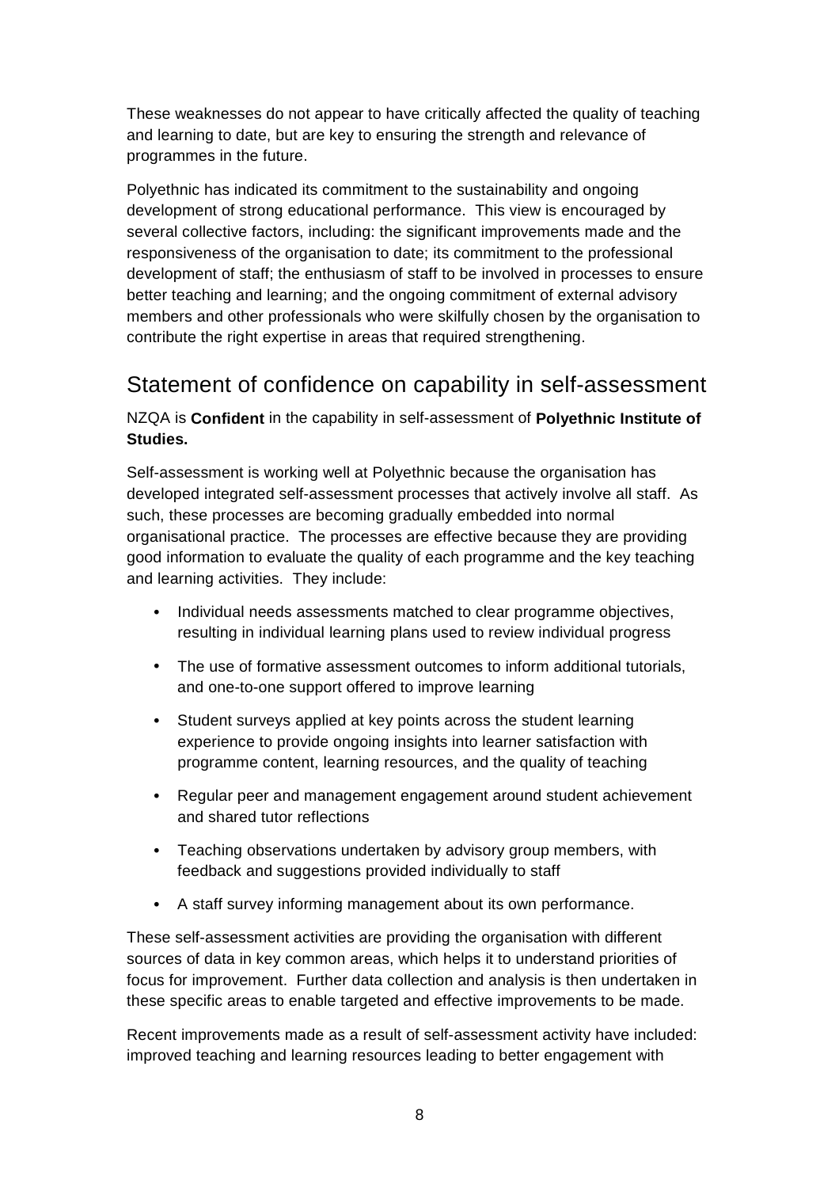These weaknesses do not appear to have critically affected the quality of teaching and learning to date, but are key to ensuring the strength and relevance of programmes in the future.

Polyethnic has indicated its commitment to the sustainability and ongoing development of strong educational performance. This view is encouraged by several collective factors, including: the significant improvements made and the responsiveness of the organisation to date; its commitment to the professional development of staff; the enthusiasm of staff to be involved in processes to ensure better teaching and learning; and the ongoing commitment of external advisory members and other professionals who were skilfully chosen by the organisation to contribute the right expertise in areas that required strengthening.

## Statement of confidence on capability in self-assessment

NZQA is **Confident** in the capability in self-assessment of **Polyethnic Institute of Studies.**

Self-assessment is working well at Polyethnic because the organisation has developed integrated self-assessment processes that actively involve all staff. As such, these processes are becoming gradually embedded into normal organisational practice. The processes are effective because they are providing good information to evaluate the quality of each programme and the key teaching and learning activities. They include:

- Individual needs assessments matched to clear programme objectives, resulting in individual learning plans used to review individual progress
- The use of formative assessment outcomes to inform additional tutorials, and one-to-one support offered to improve learning
- Student surveys applied at key points across the student learning experience to provide ongoing insights into learner satisfaction with programme content, learning resources, and the quality of teaching
- Regular peer and management engagement around student achievement and shared tutor reflections
- Teaching observations undertaken by advisory group members, with feedback and suggestions provided individually to staff
- A staff survey informing management about its own performance.

These self-assessment activities are providing the organisation with different sources of data in key common areas, which helps it to understand priorities of focus for improvement. Further data collection and analysis is then undertaken in these specific areas to enable targeted and effective improvements to be made.

Recent improvements made as a result of self-assessment activity have included: improved teaching and learning resources leading to better engagement with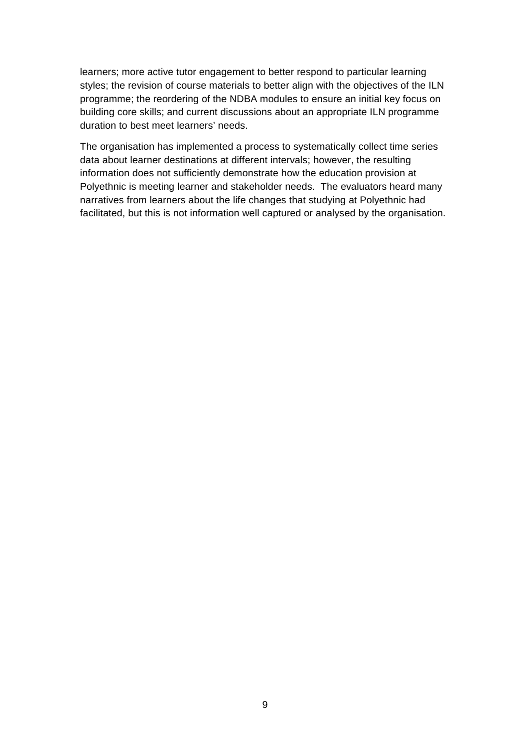learners; more active tutor engagement to better respond to particular learning styles; the revision of course materials to better align with the objectives of the ILN programme; the reordering of the NDBA modules to ensure an initial key focus on building core skills; and current discussions about an appropriate ILN programme duration to best meet learners' needs.

The organisation has implemented a process to systematically collect time series data about learner destinations at different intervals; however, the resulting information does not sufficiently demonstrate how the education provision at Polyethnic is meeting learner and stakeholder needs. The evaluators heard many narratives from learners about the life changes that studying at Polyethnic had facilitated, but this is not information well captured or analysed by the organisation.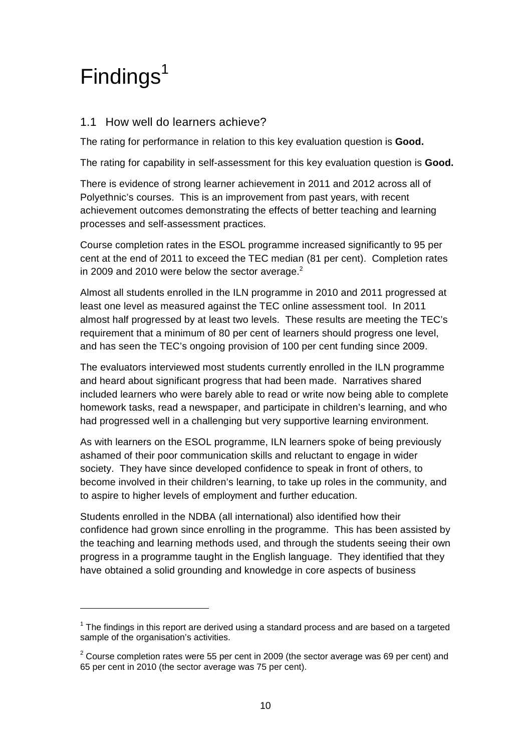# Findings[1]

## 1.1 How well do learners achieve?

The rating for performance in relation to this key evaluation question is **Good.**

The rating for capability in self-assessment for this key evaluation question is **Good.**

There is evidence of strong learner achievement in 2011 and 2012 across all of Polyethnic's courses. This is an improvement from past years, with recent achievement outcomes demonstrating the effects of better teaching and learning processes and self-assessment practices.

Course completion rates in the ESOL programme increased significantly to 95 per cent at the end of 2011 to exceed the TEC median (81 per cent). Completion rates in 2009 and 2010 were below the sector average.[2]

Almost all students enrolled in the ILN programme in 2010 and 2011 progressed at least one level as measured against the TEC online assessment tool. In 2011 almost half progressed by at least two levels. These results are meeting the TEC's requirement that a minimum of 80 per cent of learners should progress one level, and has seen the TEC's ongoing provision of 100 per cent funding since 2009.

The evaluators interviewed most students currently enrolled in the ILN programme and heard about significant progress that had been made. Narratives shared included learners who were barely able to read or write now being able to complete homework tasks, read a newspaper, and participate in children's learning, and who had progressed well in a challenging but very supportive learning environment.

As with learners on the ESOL programme, ILN learners spoke of being previously ashamed of their poor communication skills and reluctant to engage in wider society. They have since developed confidence to speak in front of others, to become involved in their children's learning, to take up roles in the community, and to aspire to higher levels of employment and further education.

Students enrolled in the NDBA (all international) also identified how their confidence had grown since enrolling in the programme. This has been assisted by the teaching and learning methods used, and through the students seeing their own progress in a programme taught in the English language. They identified that they have obtained a solid grounding and knowledge in core aspects of business

---

[1] The findings in this report are derived using a standard process and are based on a targeted sample of the organisation's activities.

[2] Course completion rates were 55 per cent in 2009 (the sector average was 69 per cent) and 65 per cent in 2010 (the sector average was 75 per cent).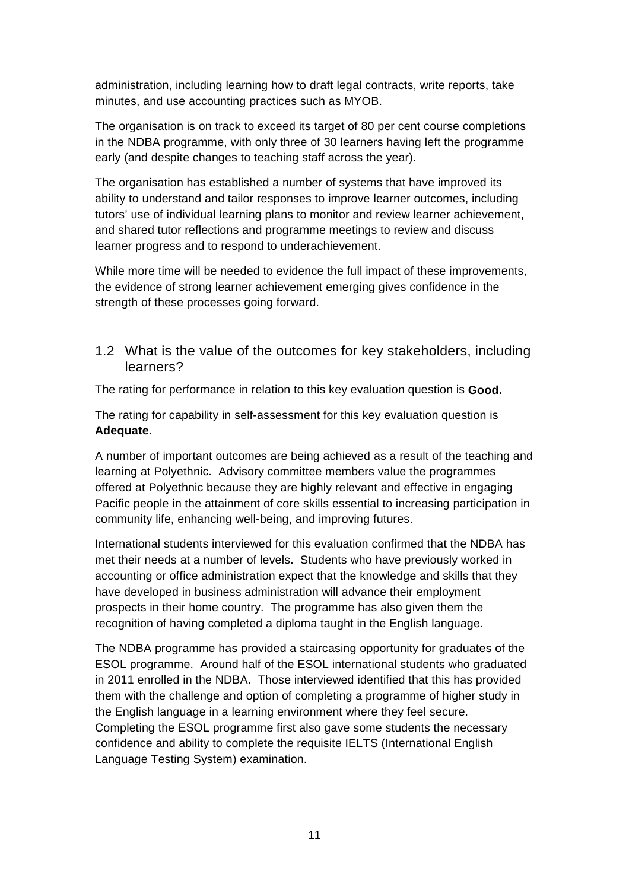administration, including learning how to draft legal contracts, write reports, take minutes, and use accounting practices such as MYOB.

The organisation is on track to exceed its target of 80 per cent course completions in the NDBA programme, with only three of 30 learners having left the programme early (and despite changes to teaching staff across the year).

The organisation has established a number of systems that have improved its ability to understand and tailor responses to improve learner outcomes, including tutors' use of individual learning plans to monitor and review learner achievement, and shared tutor reflections and programme meetings to review and discuss learner progress and to respond to underachievement.

While more time will be needed to evidence the full impact of these improvements, the evidence of strong learner achievement emerging gives confidence in the strength of these processes going forward.

## 1.2 What is the value of the outcomes for key stakeholders, including learners?

The rating for performance in relation to this key evaluation question is **Good.**

The rating for capability in self-assessment for this key evaluation question is **Adequate.**

A number of important outcomes are being achieved as a result of the teaching and learning at Polyethnic. Advisory committee members value the programmes offered at Polyethnic because they are highly relevant and effective in engaging Pacific people in the attainment of core skills essential to increasing participation in community life, enhancing well-being, and improving futures.

International students interviewed for this evaluation confirmed that the NDBA has met their needs at a number of levels. Students who have previously worked in accounting or office administration expect that the knowledge and skills that they have developed in business administration will advance their employment prospects in their home country. The programme has also given them the recognition of having completed a diploma taught in the English language.

The NDBA programme has provided a staircasing opportunity for graduates of the ESOL programme. Around half of the ESOL international students who graduated in 2011 enrolled in the NDBA. Those interviewed identified that this has provided them with the challenge and option of completing a programme of higher study in the English language in a learning environment where they feel secure. Completing the ESOL programme first also gave some students the necessary confidence and ability to complete the requisite IELTS (International English Language Testing System) examination.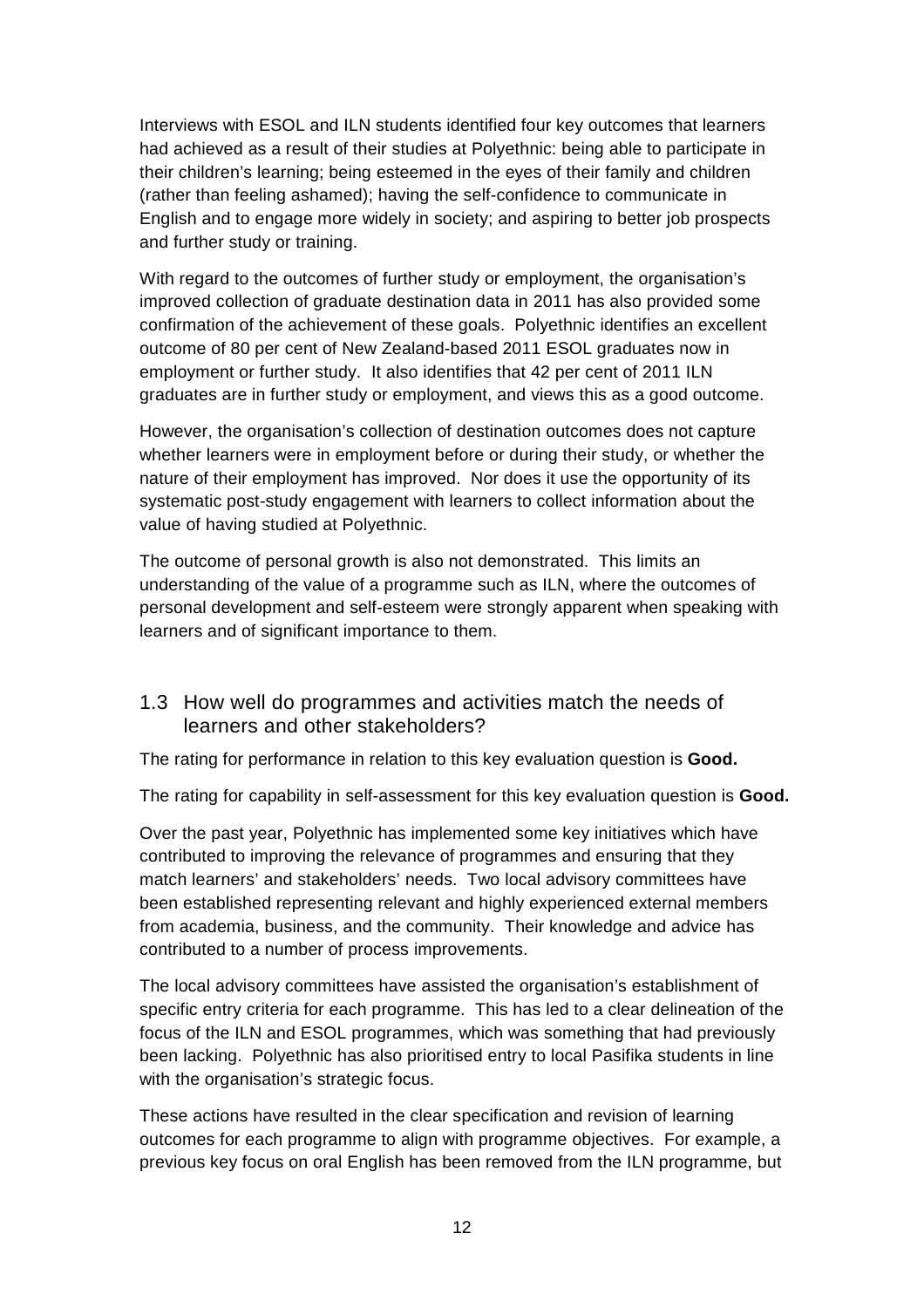Interviews with ESOL and ILN students identified four key outcomes that learners had achieved as a result of their studies at Polyethnic: being able to participate in their children's learning; being esteemed in the eyes of their family and children (rather than feeling ashamed); having the self-confidence to communicate in English and to engage more widely in society; and aspiring to better job prospects and further study or training.

With regard to the outcomes of further study or employment, the organisation's improved collection of graduate destination data in 2011 has also provided some confirmation of the achievement of these goals. Polyethnic identifies an excellent outcome of 80 per cent of New Zealand-based 2011 ESOL graduates now in employment or further study. It also identifies that 42 per cent of 2011 ILN graduates are in further study or employment, and views this as a good outcome.

However, the organisation's collection of destination outcomes does not capture whether learners were in employment before or during their study, or whether the nature of their employment has improved. Nor does it use the opportunity of its systematic post-study engagement with learners to collect information about the value of having studied at Polyethnic.

The outcome of personal growth is also not demonstrated. This limits an understanding of the value of a programme such as ILN, where the outcomes of personal development and self-esteem were strongly apparent when speaking with learners and of significant importance to them.

## 1.3 How well do programmes and activities match the needs of learners and other stakeholders?

The rating for performance in relation to this key evaluation question is **Good.**

The rating for capability in self-assessment for this key evaluation question is **Good.**

Over the past year, Polyethnic has implemented some key initiatives which have contributed to improving the relevance of programmes and ensuring that they match learners' and stakeholders' needs. Two local advisory committees have been established representing relevant and highly experienced external members from academia, business, and the community. Their knowledge and advice has contributed to a number of process improvements.

The local advisory committees have assisted the organisation's establishment of specific entry criteria for each programme. This has led to a clear delineation of the focus of the ILN and ESOL programmes, which was something that had previously been lacking. Polyethnic has also prioritised entry to local Pasifika students in line with the organisation's strategic focus.

These actions have resulted in the clear specification and revision of learning outcomes for each programme to align with programme objectives. For example, a previous key focus on oral English has been removed from the ILN programme, but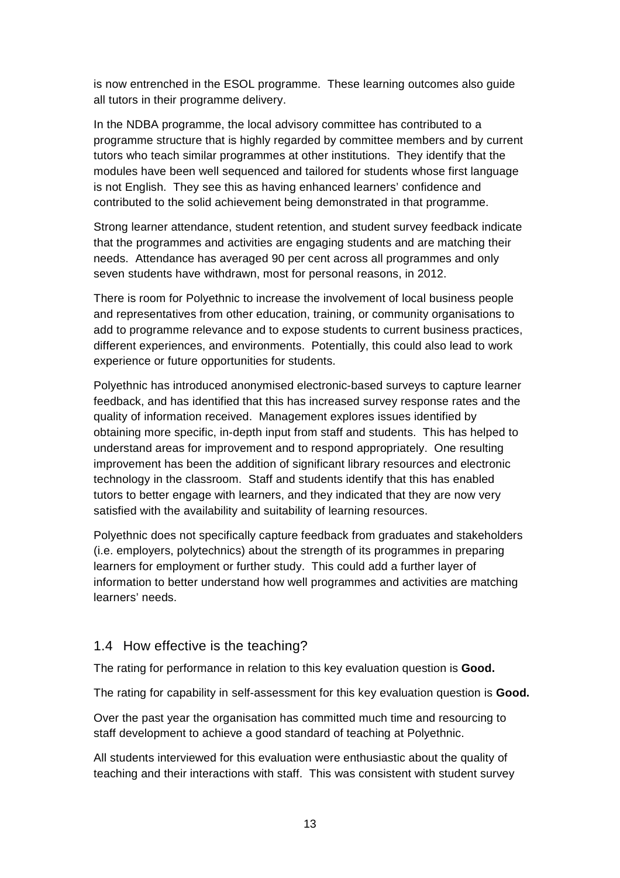is now entrenched in the ESOL programme. These learning outcomes also guide all tutors in their programme delivery.

In the NDBA programme, the local advisory committee has contributed to a programme structure that is highly regarded by committee members and by current tutors who teach similar programmes at other institutions. They identify that the modules have been well sequenced and tailored for students whose first language is not English. They see this as having enhanced learners' confidence and contributed to the solid achievement being demonstrated in that programme.

Strong learner attendance, student retention, and student survey feedback indicate that the programmes and activities are engaging students and are matching their needs. Attendance has averaged 90 per cent across all programmes and only seven students have withdrawn, most for personal reasons, in 2012.

There is room for Polyethnic to increase the involvement of local business people and representatives from other education, training, or community organisations to add to programme relevance and to expose students to current business practices, different experiences, and environments. Potentially, this could also lead to work experience or future opportunities for students.

Polyethnic has introduced anonymised electronic-based surveys to capture learner feedback, and has identified that this has increased survey response rates and the quality of information received. Management explores issues identified by obtaining more specific, in-depth input from staff and students. This has helped to understand areas for improvement and to respond appropriately. One resulting improvement has been the addition of significant library resources and electronic technology in the classroom. Staff and students identify that this has enabled tutors to better engage with learners, and they indicated that they are now very satisfied with the availability and suitability of learning resources.

Polyethnic does not specifically capture feedback from graduates and stakeholders (i.e. employers, polytechnics) about the strength of its programmes in preparing learners for employment or further study. This could add a further layer of information to better understand how well programmes and activities are matching learners' needs.

## 1.4 How effective is the teaching?

The rating for performance in relation to this key evaluation question is **Good.**

The rating for capability in self-assessment for this key evaluation question is **Good.**

Over the past year the organisation has committed much time and resourcing to staff development to achieve a good standard of teaching at Polyethnic.

All students interviewed for this evaluation were enthusiastic about the quality of teaching and their interactions with staff. This was consistent with student survey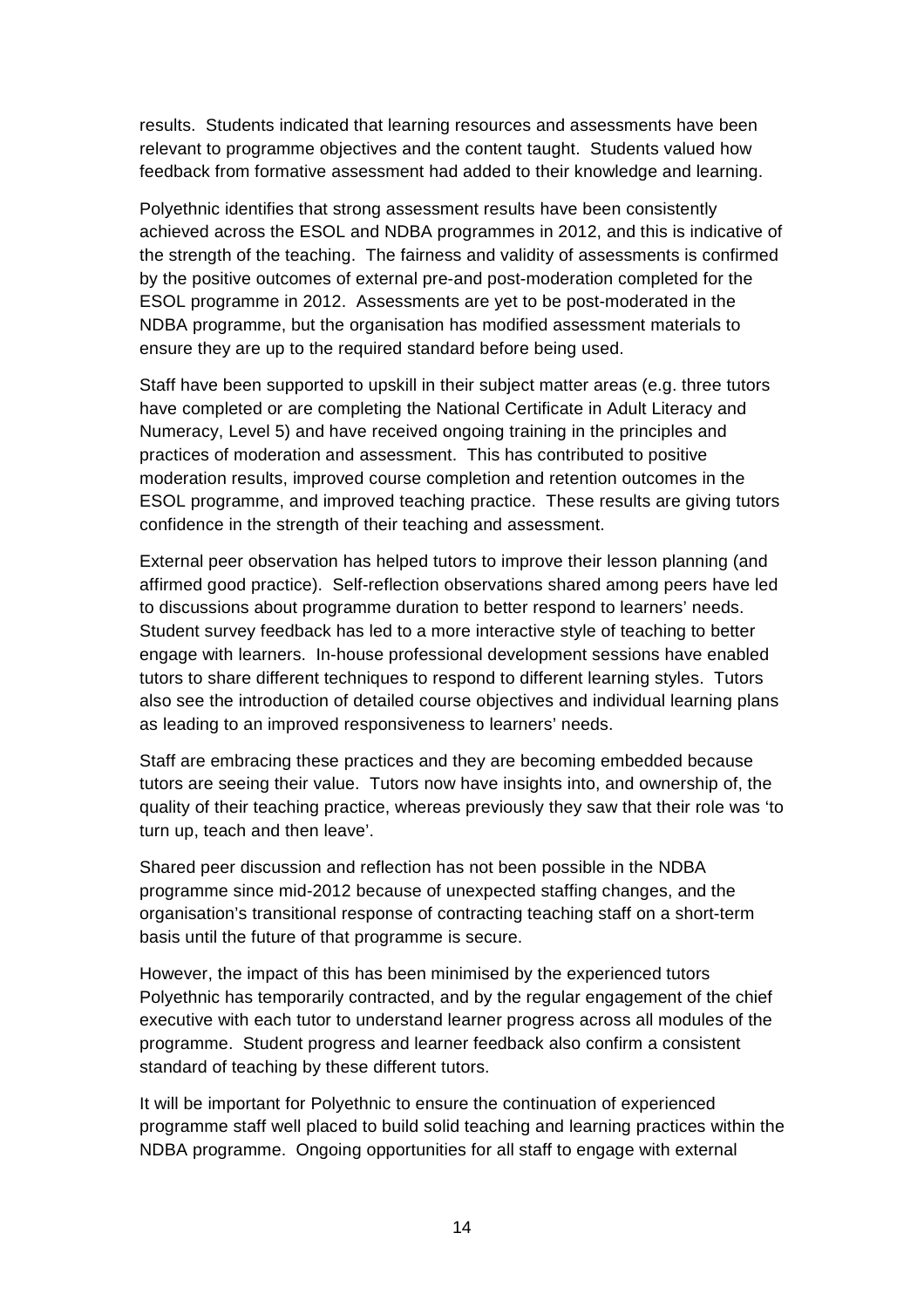results. Students indicated that learning resources and assessments have been relevant to programme objectives and the content taught. Students valued how feedback from formative assessment had added to their knowledge and learning.

Polyethnic identifies that strong assessment results have been consistently achieved across the ESOL and NDBA programmes in 2012, and this is indicative of the strength of the teaching. The fairness and validity of assessments is confirmed by the positive outcomes of external pre-and post-moderation completed for the ESOL programme in 2012. Assessments are yet to be post-moderated in the NDBA programme, but the organisation has modified assessment materials to ensure they are up to the required standard before being used.

Staff have been supported to upskill in their subject matter areas (e.g. three tutors have completed or are completing the National Certificate in Adult Literacy and Numeracy, Level 5) and have received ongoing training in the principles and practices of moderation and assessment. This has contributed to positive moderation results, improved course completion and retention outcomes in the ESOL programme, and improved teaching practice. These results are giving tutors confidence in the strength of their teaching and assessment.

External peer observation has helped tutors to improve their lesson planning (and affirmed good practice). Self-reflection observations shared among peers have led to discussions about programme duration to better respond to learners' needs. Student survey feedback has led to a more interactive style of teaching to better engage with learners. In-house professional development sessions have enabled tutors to share different techniques to respond to different learning styles. Tutors also see the introduction of detailed course objectives and individual learning plans as leading to an improved responsiveness to learners' needs.

Staff are embracing these practices and they are becoming embedded because tutors are seeing their value. Tutors now have insights into, and ownership of, the quality of their teaching practice, whereas previously they saw that their role was 'to turn up, teach and then leave'.

Shared peer discussion and reflection has not been possible in the NDBA programme since mid-2012 because of unexpected staffing changes, and the organisation's transitional response of contracting teaching staff on a short-term basis until the future of that programme is secure.

However, the impact of this has been minimised by the experienced tutors Polyethnic has temporarily contracted, and by the regular engagement of the chief executive with each tutor to understand learner progress across all modules of the programme. Student progress and learner feedback also confirm a consistent standard of teaching by these different tutors.

It will be important for Polyethnic to ensure the continuation of experienced programme staff well placed to build solid teaching and learning practices within the NDBA programme. Ongoing opportunities for all staff to engage with external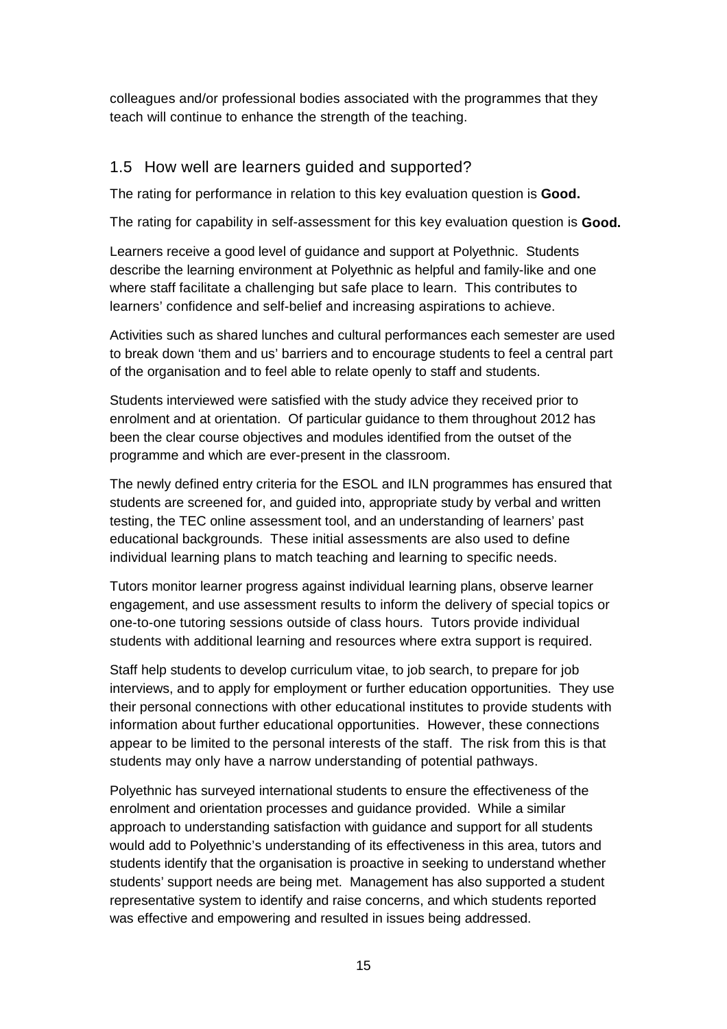colleagues and/or professional bodies associated with the programmes that they teach will continue to enhance the strength of the teaching.

## 1.5 How well are learners guided and supported?

The rating for performance in relation to this key evaluation question is **Good.**

The rating for capability in self-assessment for this key evaluation question is **Good.**

Learners receive a good level of guidance and support at Polyethnic. Students describe the learning environment at Polyethnic as helpful and family-like and one where staff facilitate a challenging but safe place to learn. This contributes to learners' confidence and self-belief and increasing aspirations to achieve.

Activities such as shared lunches and cultural performances each semester are used to break down 'them and us' barriers and to encourage students to feel a central part of the organisation and to feel able to relate openly to staff and students.

Students interviewed were satisfied with the study advice they received prior to enrolment and at orientation. Of particular guidance to them throughout 2012 has been the clear course objectives and modules identified from the outset of the programme and which are ever-present in the classroom.

The newly defined entry criteria for the ESOL and ILN programmes has ensured that students are screened for, and guided into, appropriate study by verbal and written testing, the TEC online assessment tool, and an understanding of learners' past educational backgrounds. These initial assessments are also used to define individual learning plans to match teaching and learning to specific needs.

Tutors monitor learner progress against individual learning plans, observe learner engagement, and use assessment results to inform the delivery of special topics or one-to-one tutoring sessions outside of class hours. Tutors provide individual students with additional learning and resources where extra support is required.

Staff help students to develop curriculum vitae, to job search, to prepare for job interviews, and to apply for employment or further education opportunities. They use their personal connections with other educational institutes to provide students with information about further educational opportunities. However, these connections appear to be limited to the personal interests of the staff. The risk from this is that students may only have a narrow understanding of potential pathways.

Polyethnic has surveyed international students to ensure the effectiveness of the enrolment and orientation processes and guidance provided. While a similar approach to understanding satisfaction with guidance and support for all students would add to Polyethnic's understanding of its effectiveness in this area, tutors and students identify that the organisation is proactive in seeking to understand whether students' support needs are being met. Management has also supported a student representative system to identify and raise concerns, and which students reported was effective and empowering and resulted in issues being addressed.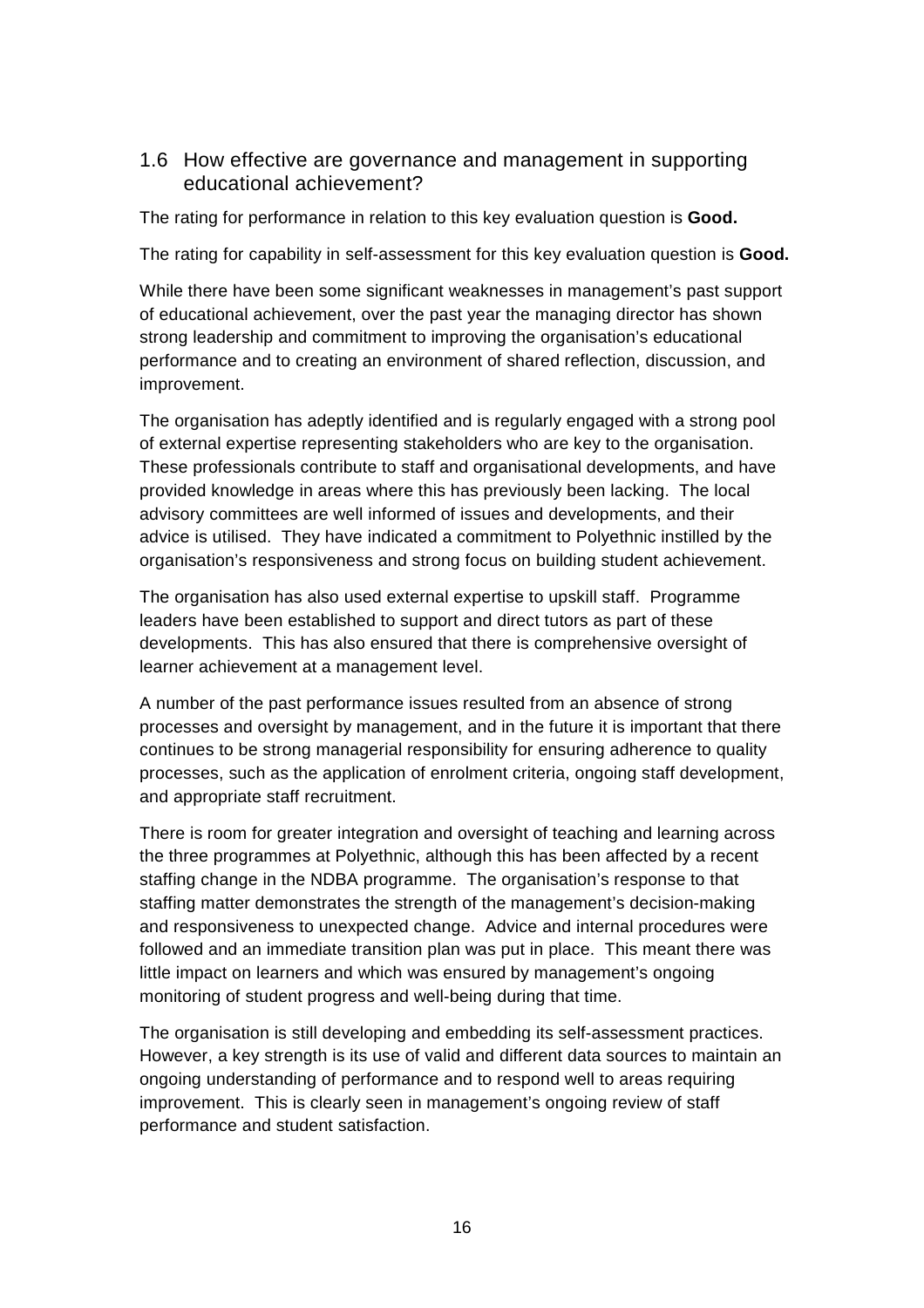## 1.6 How effective are governance and management in supporting educational achievement?

The rating for performance in relation to this key evaluation question is **Good.**

The rating for capability in self-assessment for this key evaluation question is **Good.**

While there have been some significant weaknesses in management's past support of educational achievement, over the past year the managing director has shown strong leadership and commitment to improving the organisation's educational performance and to creating an environment of shared reflection, discussion, and improvement.

The organisation has adeptly identified and is regularly engaged with a strong pool of external expertise representing stakeholders who are key to the organisation. These professionals contribute to staff and organisational developments, and have provided knowledge in areas where this has previously been lacking. The local advisory committees are well informed of issues and developments, and their advice is utilised. They have indicated a commitment to Polyethnic instilled by the organisation's responsiveness and strong focus on building student achievement.

The organisation has also used external expertise to upskill staff. Programme leaders have been established to support and direct tutors as part of these developments. This has also ensured that there is comprehensive oversight of learner achievement at a management level.

A number of the past performance issues resulted from an absence of strong processes and oversight by management, and in the future it is important that there continues to be strong managerial responsibility for ensuring adherence to quality processes, such as the application of enrolment criteria, ongoing staff development, and appropriate staff recruitment.

There is room for greater integration and oversight of teaching and learning across the three programmes at Polyethnic, although this has been affected by a recent staffing change in the NDBA programme. The organisation's response to that staffing matter demonstrates the strength of the management's decision-making and responsiveness to unexpected change. Advice and internal procedures were followed and an immediate transition plan was put in place. This meant there was little impact on learners and which was ensured by management's ongoing monitoring of student progress and well-being during that time.

The organisation is still developing and embedding its self-assessment practices. However, a key strength is its use of valid and different data sources to maintain an ongoing understanding of performance and to respond well to areas requiring improvement. This is clearly seen in management's ongoing review of staff performance and student satisfaction.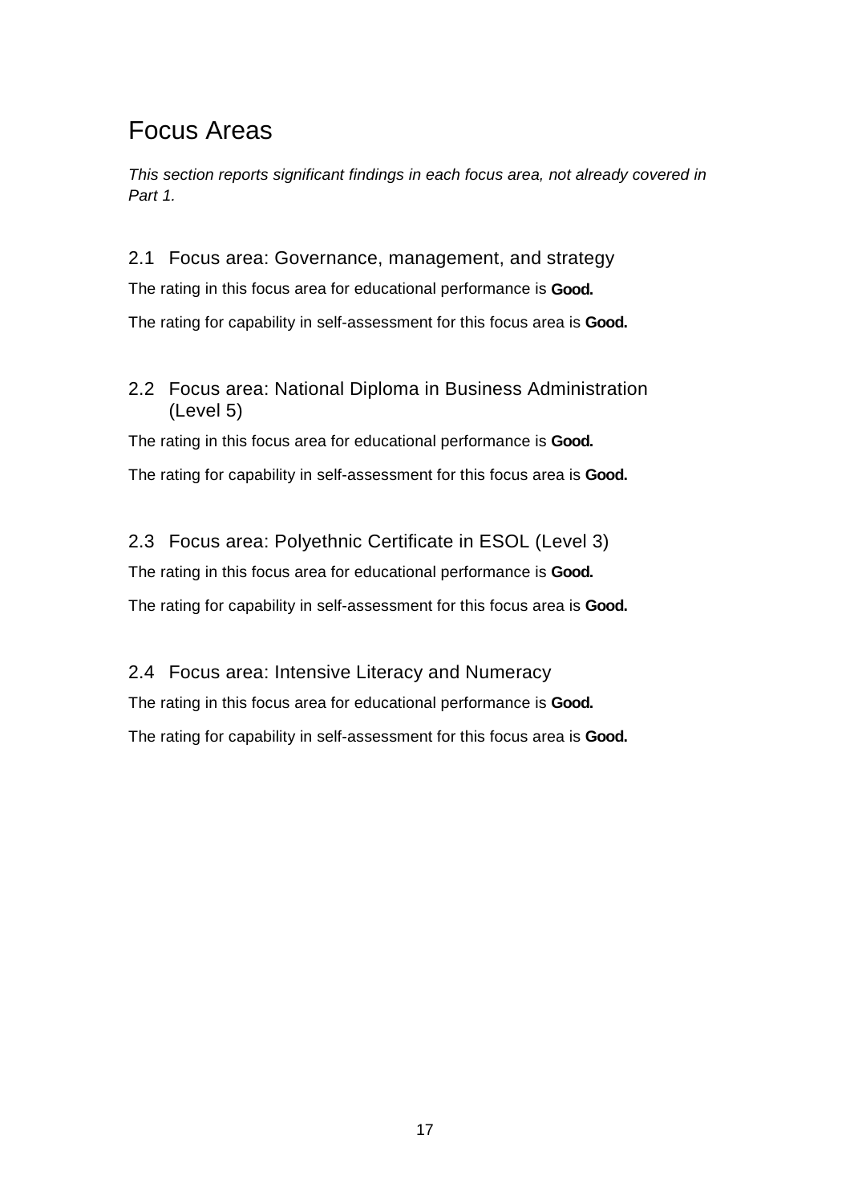# Focus Areas

*This section reports significant findings in each focus area, not already covered in Part 1.*

## 2.1 Focus area: Governance, management, and strategy

The rating in this focus area for educational performance is **Good.**

The rating for capability in self-assessment for this focus area is **Good.**

## 2.2 Focus area: National Diploma in Business Administration (Level 5)

The rating in this focus area for educational performance is **Good.**

The rating for capability in self-assessment for this focus area is **Good.**

## 2.3 Focus area: Polyethnic Certificate in ESOL (Level 3)

The rating in this focus area for educational performance is **Good.**

The rating for capability in self-assessment for this focus area is **Good.**

## 2.4 Focus area: Intensive Literacy and Numeracy

The rating in this focus area for educational performance is **Good.**

The rating for capability in self-assessment for this focus area is **Good.**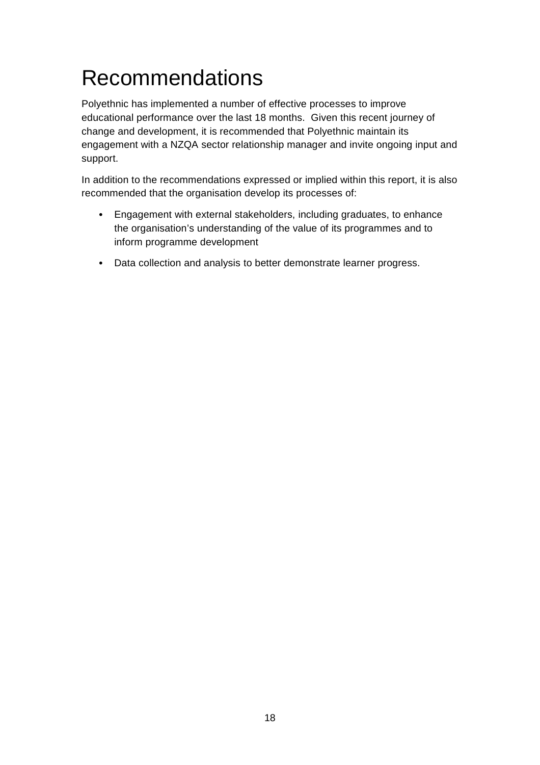# Recommendations

Polyethnic has implemented a number of effective processes to improve educational performance over the last 18 months.  Given this recent journey of change and development, it is recommended that Polyethnic maintain its engagement with a NZQA sector relationship manager and invite ongoing input and support.

In addition to the recommendations expressed or implied within this report, it is also recommended that the organisation develop its processes of:

- Engagement with external stakeholders, including graduates, to enhance the organisation's understanding of the value of its programmes and to inform programme development
- Data collection and analysis to better demonstrate learner progress.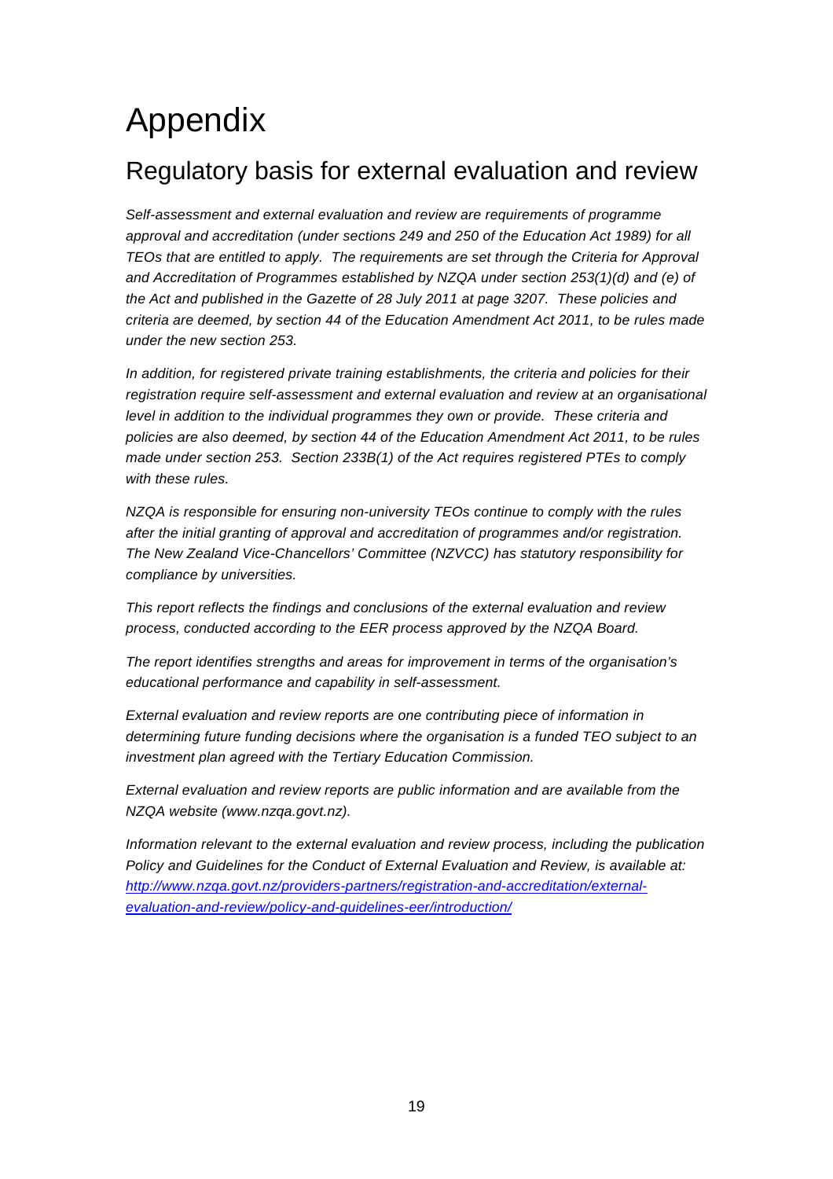# Appendix

## Regulatory basis for external evaluation and review

*Self-assessment and external evaluation and review are requirements of programme approval and accreditation (under sections 249 and 250 of the Education Act 1989) for all TEOs that are entitled to apply. The requirements are set through the Criteria for Approval and Accreditation of Programmes established by NZQA under section 253(1)(d) and (e) of the Act and published in the Gazette of 28 July 2011 at page 3207. These policies and criteria are deemed, by section 44 of the Education Amendment Act 2011, to be rules made under the new section 253.*

*In addition, for registered private training establishments, the criteria and policies for their registration require self-assessment and external evaluation and review at an organisational level in addition to the individual programmes they own or provide. These criteria and policies are also deemed, by section 44 of the Education Amendment Act 2011, to be rules made under section 253. Section 233B(1) of the Act requires registered PTEs to comply with these rules.*

*NZQA is responsible for ensuring non-university TEOs continue to comply with the rules after the initial granting of approval and accreditation of programmes and/or registration. The New Zealand Vice-Chancellors' Committee (NZVCC) has statutory responsibility for compliance by universities.*

*This report reflects the findings and conclusions of the external evaluation and review process, conducted according to the EER process approved by the NZQA Board.*

*The report identifies strengths and areas for improvement in terms of the organisation's educational performance and capability in self-assessment.*

*External evaluation and review reports are one contributing piece of information in determining future funding decisions where the organisation is a funded TEO subject to an investment plan agreed with the Tertiary Education Commission.*

*External evaluation and review reports are public information and are available from the NZQA website (www.nzqa.govt.nz).*

*Information relevant to the external evaluation and review process, including the publication Policy and Guidelines for the Conduct of External Evaluation and Review, is available at:* [*http://www.nzqa.govt.nz/providers-partners/registration-and-accreditation/external-evaluation-and-review/policy-and-guidelines-eer/introduction/*](http://www.nzqa.govt.nz/providers-partners/registration-and-accreditation/external-evaluation-and-review/policy-and-guidelines-eer/introduction/)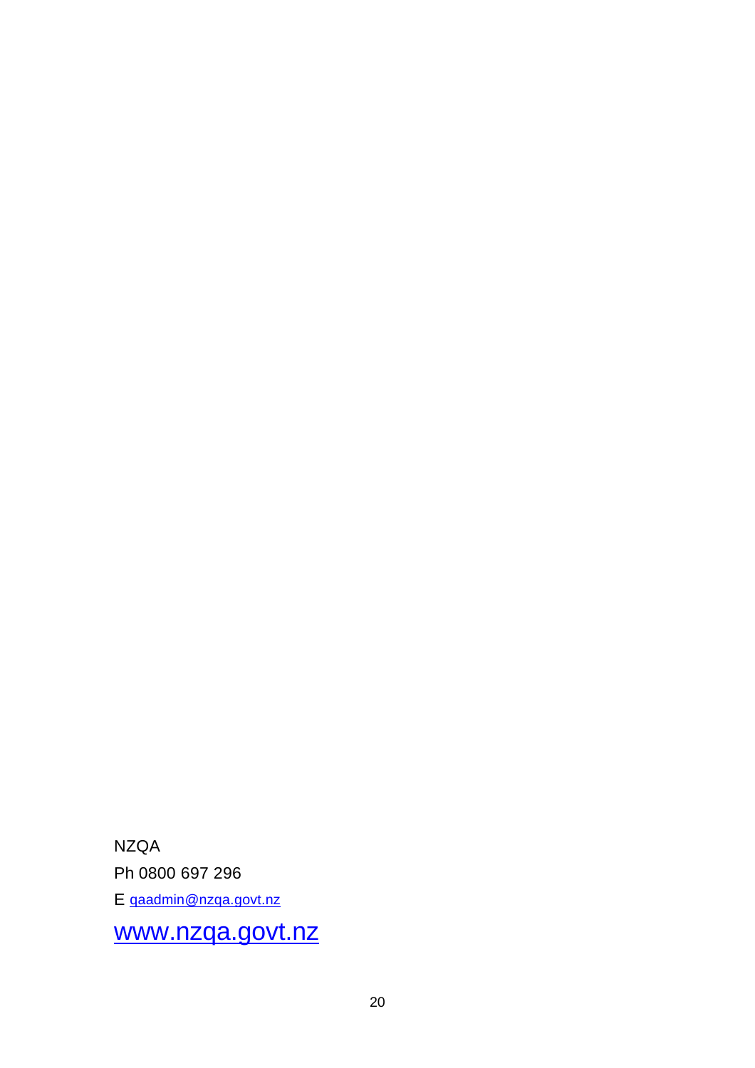NZQA

Ph 0800 697 296

E qaadmin@nzqa.govt.nz

www.nzqa.govt.nz